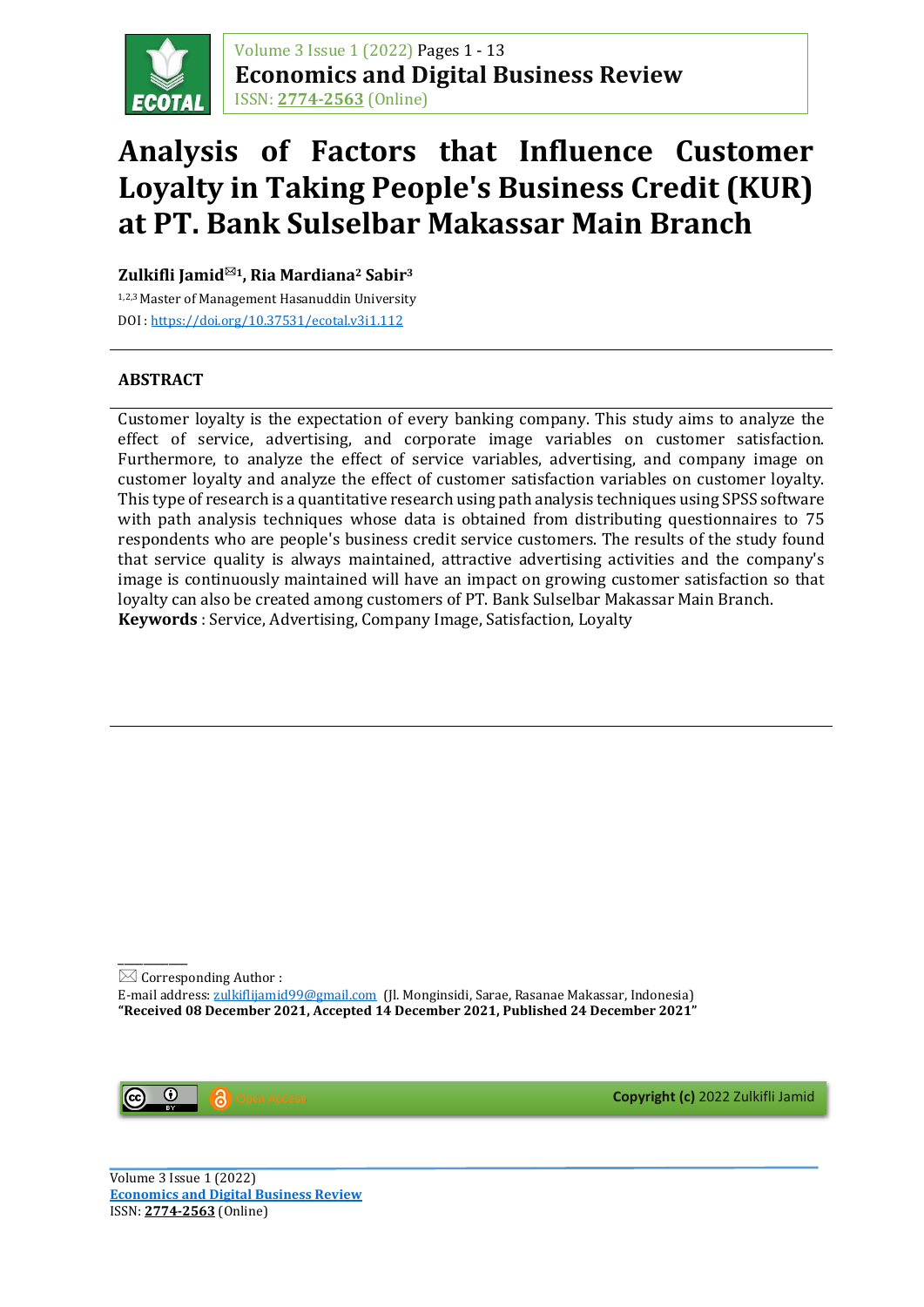# Analysis of Factors that Influence Customer Loyalty in Taking People's Business Credit (KUR) at PT. Bank Sulselbar Makassar Main Branch

**Zulkifli Jamid[1], Ria Mardiana[2] Sabir[3]**

[1,2,3] Master of Management Hasanuddin University

DOI : https://doi.org/10.37531/ecotal.v3i1.112

## ABSTRACT

Customer loyalty is the expectation of every banking company. This study aims to analyze the effect of service, advertising, and corporate image variables on customer satisfaction. Furthermore, to analyze the effect of service variables, advertising, and company image on customer loyalty and analyze the effect of customer satisfaction variables on customer loyalty. This type of research is a quantitative research using path analysis techniques using SPSS software with path analysis techniques whose data is obtained from distributing questionnaires to 75 respondents who are people's business credit service customers. The results of the study found that service quality is always maintained, attractive advertising activities and the company's image is continuously maintained will have an impact on growing customer satisfaction so that loyalty can also be created among customers of PT. Bank Sulselbar Makassar Main Branch.

**Keywords** : Service, Advertising, Company Image, Satisfaction, Loyalty

---

Corresponding Author :
E-mail address: zulkiflijamid99@gmail.com (Jl. Monginsidi, Sarae, Rasanae Makassar, Indonesia)
**"Received 08 December 2021, Accepted 14 December 2021, Published 24 December 2021"**

Open Access

**Copyright (c)** 2022 Zulkifli Jamid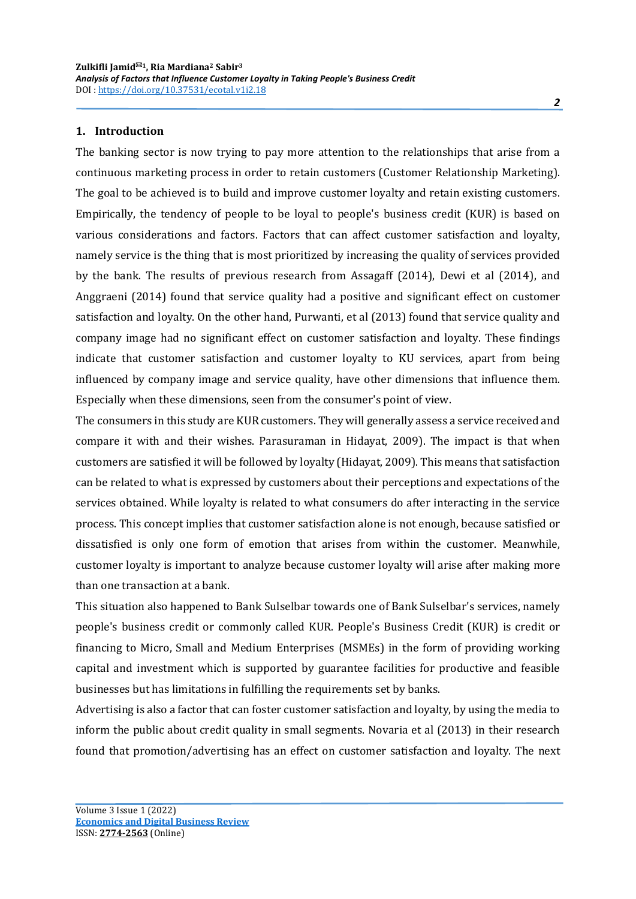## 1. Introduction

The banking sector is now trying to pay more attention to the relationships that arise from a continuous marketing process in order to retain customers (Customer Relationship Marketing). The goal to be achieved is to build and improve customer loyalty and retain existing customers. Empirically, the tendency of people to be loyal to people's business credit (KUR) is based on various considerations and factors. Factors that can affect customer satisfaction and loyalty, namely service is the thing that is most prioritized by increasing the quality of services provided by the bank. The results of previous research from Assagaff (2014), Dewi et al (2014), and Anggraeni (2014) found that service quality had a positive and significant effect on customer satisfaction and loyalty. On the other hand, Purwanti, et al (2013) found that service quality and company image had no significant effect on customer satisfaction and loyalty. These findings indicate that customer satisfaction and customer loyalty to KU services, apart from being influenced by company image and service quality, have other dimensions that influence them. Especially when these dimensions, seen from the consumer's point of view.

The consumers in this study are KUR customers. They will generally assess a service received and compare it with and their wishes. Parasuraman in Hidayat, 2009). The impact is that when customers are satisfied it will be followed by loyalty (Hidayat, 2009). This means that satisfaction can be related to what is expressed by customers about their perceptions and expectations of the services obtained. While loyalty is related to what consumers do after interacting in the service process. This concept implies that customer satisfaction alone is not enough, because satisfied or dissatisfied is only one form of emotion that arises from within the customer. Meanwhile, customer loyalty is important to analyze because customer loyalty will arise after making more than one transaction at a bank.

This situation also happened to Bank Sulselbar towards one of Bank Sulselbar's services, namely people's business credit or commonly called KUR. People's Business Credit (KUR) is credit or financing to Micro, Small and Medium Enterprises (MSMEs) in the form of providing working capital and investment which is supported by guarantee facilities for productive and feasible businesses but has limitations in fulfilling the requirements set by banks.

Advertising is also a factor that can foster customer satisfaction and loyalty, by using the media to inform the public about credit quality in small segments. Novaria et al (2013) in their research found that promotion/advertising has an effect on customer satisfaction and loyalty. The next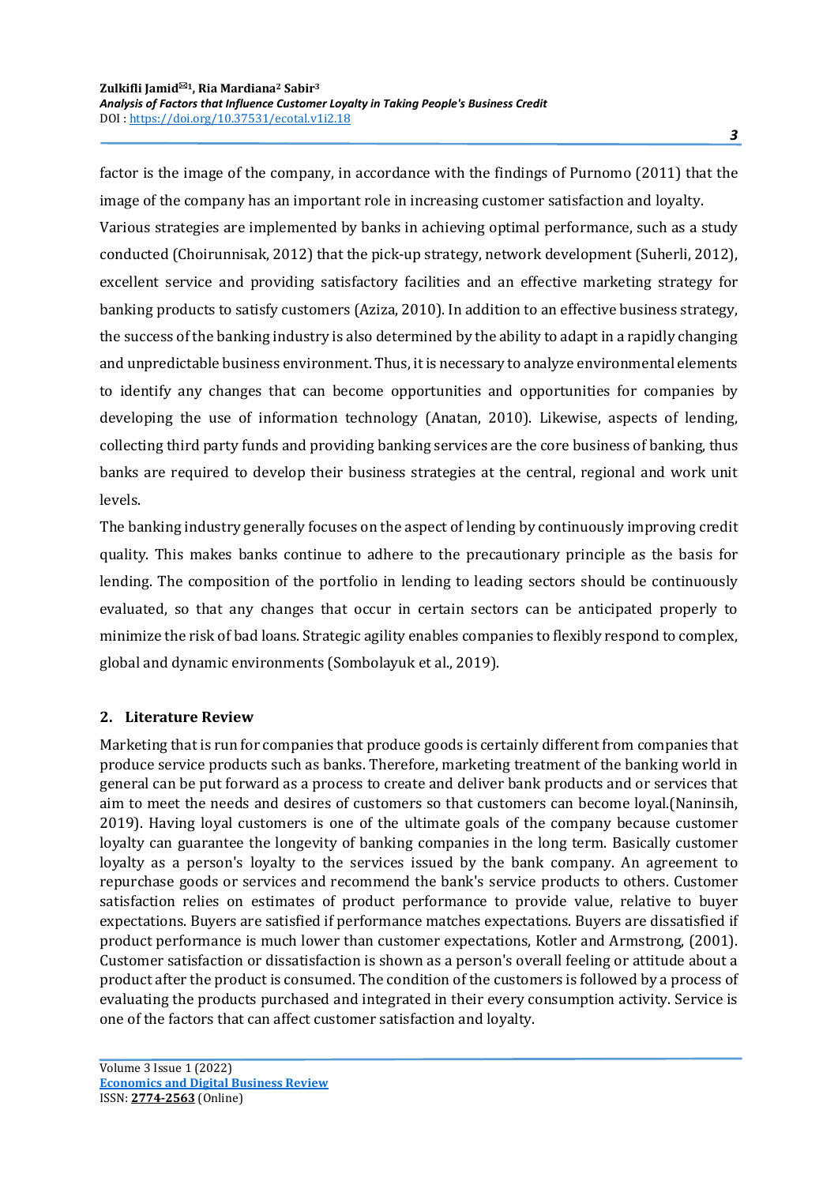factor is the image of the company, in accordance with the findings of Purnomo (2011) that the image of the company has an important role in increasing customer satisfaction and loyalty.

Various strategies are implemented by banks in achieving optimal performance, such as a study conducted (Choirunnisak, 2012) that the pick-up strategy, network development (Suherli, 2012), excellent service and providing satisfactory facilities and an effective marketing strategy for banking products to satisfy customers (Aziza, 2010). In addition to an effective business strategy, the success of the banking industry is also determined by the ability to adapt in a rapidly changing and unpredictable business environment. Thus, it is necessary to analyze environmental elements to identify any changes that can become opportunities and opportunities for companies by developing the use of information technology (Anatan, 2010). Likewise, aspects of lending, collecting third party funds and providing banking services are the core business of banking, thus banks are required to develop their business strategies at the central, regional and work unit levels.

The banking industry generally focuses on the aspect of lending by continuously improving credit quality. This makes banks continue to adhere to the precautionary principle as the basis for lending. The composition of the portfolio in lending to leading sectors should be continuously evaluated, so that any changes that occur in certain sectors can be anticipated properly to minimize the risk of bad loans. Strategic agility enables companies to flexibly respond to complex, global and dynamic environments (Sombolayuk et al., 2019).

## 2. Literature Review

Marketing that is run for companies that produce goods is certainly different from companies that produce service products such as banks. Therefore, marketing treatment of the banking world in general can be put forward as a process to create and deliver bank products and or services that aim to meet the needs and desires of customers so that customers can become loyal.(Naninsih, 2019). Having loyal customers is one of the ultimate goals of the company because customer loyalty can guarantee the longevity of banking companies in the long term. Basically customer loyalty as a person's loyalty to the services issued by the bank company. An agreement to repurchase goods or services and recommend the bank's service products to others. Customer satisfaction relies on estimates of product performance to provide value, relative to buyer expectations. Buyers are satisfied if performance matches expectations. Buyers are dissatisfied if product performance is much lower than customer expectations, Kotler and Armstrong, (2001). Customer satisfaction or dissatisfaction is shown as a person's overall feeling or attitude about a product after the product is consumed. The condition of the customers is followed by a process of evaluating the products purchased and integrated in their every consumption activity. Service is one of the factors that can affect customer satisfaction and loyalty.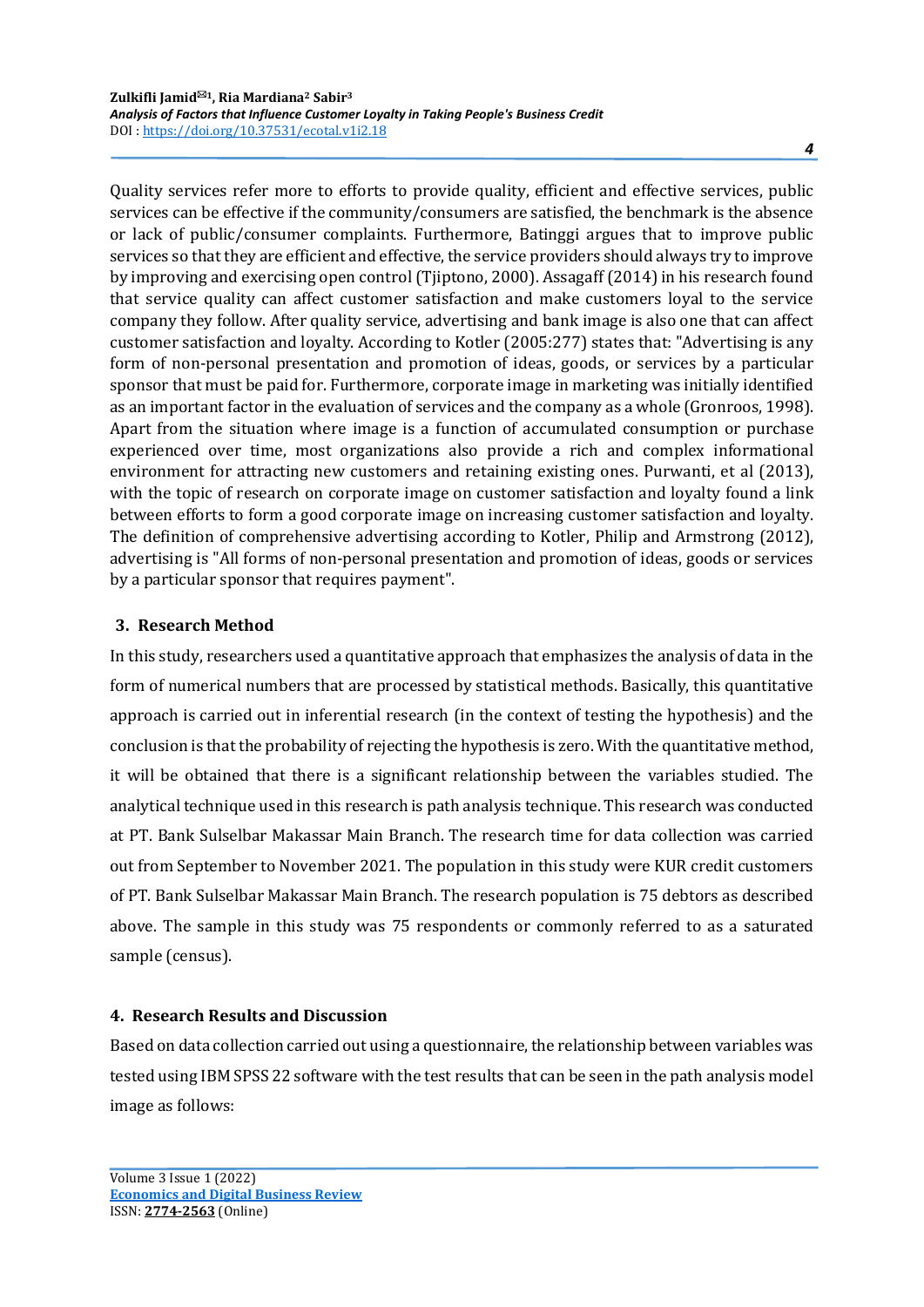Quality services refer more to efforts to provide quality, efficient and effective services, public services can be effective if the community/consumers are satisfied, the benchmark is the absence or lack of public/consumer complaints. Furthermore, Batinggi argues that to improve public services so that they are efficient and effective, the service providers should always try to improve by improving and exercising open control (Tjiptono, 2000). Assagaff (2014) in his research found that service quality can affect customer satisfaction and make customers loyal to the service company they follow. After quality service, advertising and bank image is also one that can affect customer satisfaction and loyalty. According to Kotler (2005:277) states that: "Advertising is any form of non-personal presentation and promotion of ideas, goods, or services by a particular sponsor that must be paid for. Furthermore, corporate image in marketing was initially identified as an important factor in the evaluation of services and the company as a whole (Gronroos, 1998). Apart from the situation where image is a function of accumulated consumption or purchase experienced over time, most organizations also provide a rich and complex informational environment for attracting new customers and retaining existing ones. Purwanti, et al (2013), with the topic of research on corporate image on customer satisfaction and loyalty found a link between efforts to form a good corporate image on increasing customer satisfaction and loyalty. The definition of comprehensive advertising according to Kotler, Philip and Armstrong (2012), advertising is "All forms of non-personal presentation and promotion of ideas, goods or services by a particular sponsor that requires payment".

## 3. Research Method

In this study, researchers used a quantitative approach that emphasizes the analysis of data in the form of numerical numbers that are processed by statistical methods. Basically, this quantitative approach is carried out in inferential research (in the context of testing the hypothesis) and the conclusion is that the probability of rejecting the hypothesis is zero. With the quantitative method, it will be obtained that there is a significant relationship between the variables studied. The analytical technique used in this research is path analysis technique. This research was conducted at PT. Bank Sulselbar Makassar Main Branch. The research time for data collection was carried out from September to November 2021. The population in this study were KUR credit customers of PT. Bank Sulselbar Makassar Main Branch. The research population is 75 debtors as described above. The sample in this study was 75 respondents or commonly referred to as a saturated sample (census).

## 4. Research Results and Discussion

Based on data collection carried out using a questionnaire, the relationship between variables was tested using IBM SPSS 22 software with the test results that can be seen in the path analysis model image as follows: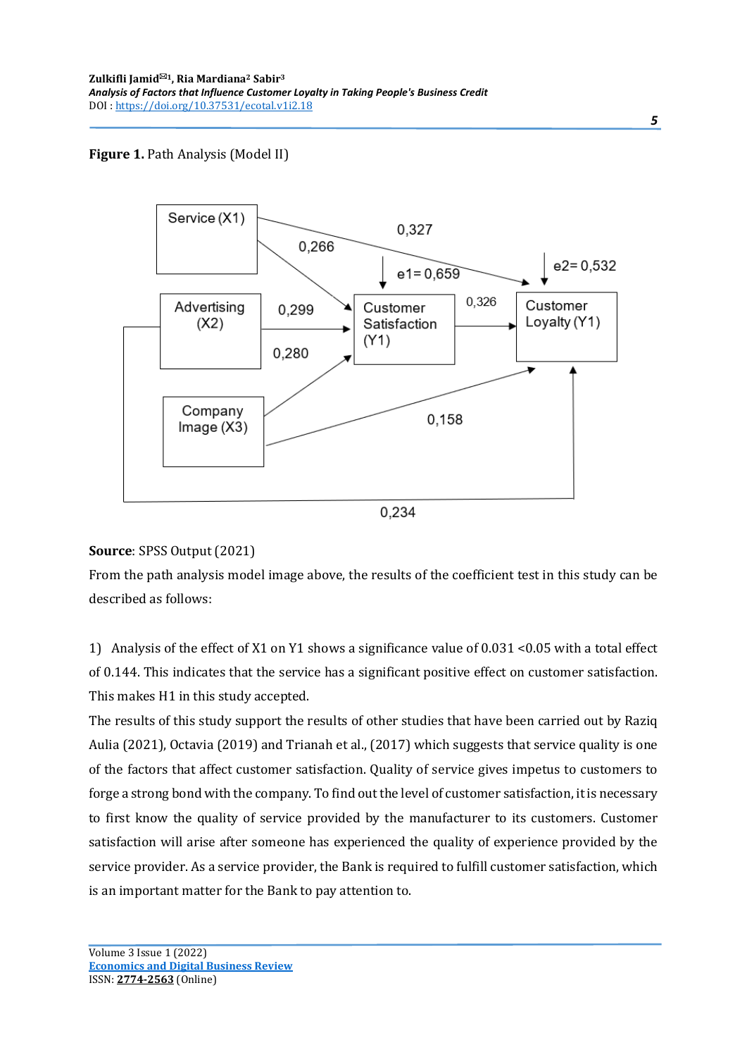**Figure 1.** Path Analysis (Model II)

**Source**: SPSS Output (2021)

From the path analysis model image above, the results of the coefficient test in this study can be described as follows:

1) Analysis of the effect of X1 on Y1 shows a significance value of 0.031 <0.05 with a total effect of 0.144. This indicates that the service has a significant positive effect on customer satisfaction. This makes H1 in this study accepted.

The results of this study support the results of other studies that have been carried out by Raziq Aulia (2021), Octavia (2019) and Trianah et al., (2017) which suggests that service quality is one of the factors that affect customer satisfaction. Quality of service gives impetus to customers to forge a strong bond with the company. To find out the level of customer satisfaction, it is necessary to first know the quality of service provided by the manufacturer to its customers. Customer satisfaction will arise after someone has experienced the quality of experience provided by the service provider. As a service provider, the Bank is required to fulfill customer satisfaction, which is an important matter for the Bank to pay attention to.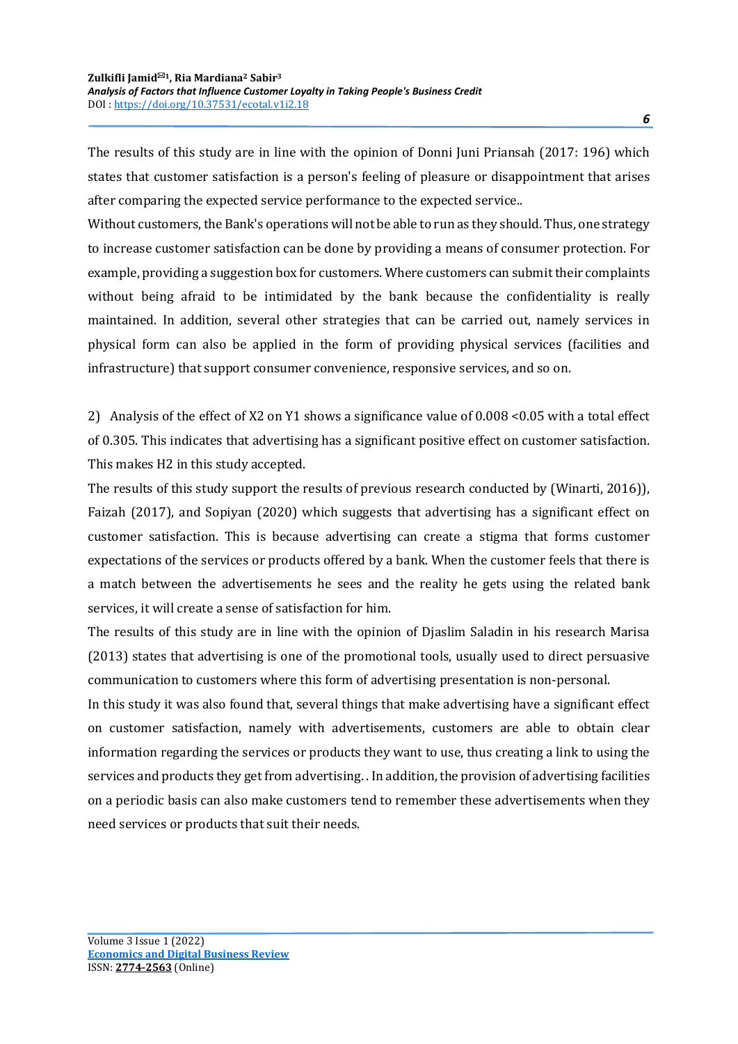The results of this study are in line with the opinion of Donni Juni Priansah (2017: 196) which states that customer satisfaction is a person's feeling of pleasure or disappointment that arises after comparing the expected service performance to the expected service..

Without customers, the Bank's operations will not be able to run as they should. Thus, one strategy to increase customer satisfaction can be done by providing a means of consumer protection. For example, providing a suggestion box for customers. Where customers can submit their complaints without being afraid to be intimidated by the bank because the confidentiality is really maintained. In addition, several other strategies that can be carried out, namely services in physical form can also be applied in the form of providing physical services (facilities and infrastructure) that support consumer convenience, responsive services, and so on.

2) Analysis of the effect of X2 on Y1 shows a significance value of 0.008 <0.05 with a total effect of 0.305. This indicates that advertising has a significant positive effect on customer satisfaction. This makes H2 in this study accepted.

The results of this study support the results of previous research conducted by (Winarti, 2016)), Faizah (2017), and Sopiyan (2020) which suggests that advertising has a significant effect on customer satisfaction. This is because advertising can create a stigma that forms customer expectations of the services or products offered by a bank. When the customer feels that there is a match between the advertisements he sees and the reality he gets using the related bank services, it will create a sense of satisfaction for him.

The results of this study are in line with the opinion of Djaslim Saladin in his research Marisa (2013) states that advertising is one of the promotional tools, usually used to direct persuasive communication to customers where this form of advertising presentation is non-personal.

In this study it was also found that, several things that make advertising have a significant effect on customer satisfaction, namely with advertisements, customers are able to obtain clear information regarding the services or products they want to use, thus creating a link to using the services and products they get from advertising. . In addition, the provision of advertising facilities on a periodic basis can also make customers tend to remember these advertisements when they need services or products that suit their needs.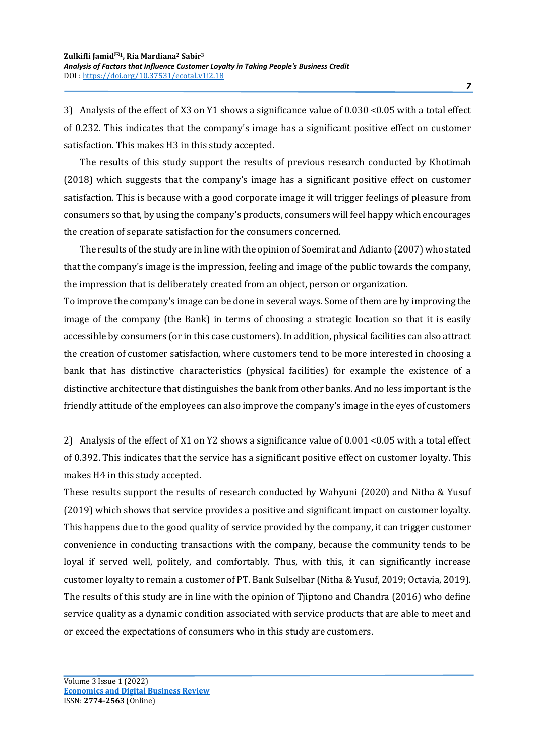3) Analysis of the effect of X3 on Y1 shows a significance value of 0.030 <0.05 with a total effect of 0.232. This indicates that the company's image has a significant positive effect on customer satisfaction. This makes H3 in this study accepted.

The results of this study support the results of previous research conducted by Khotimah (2018) which suggests that the company's image has a significant positive effect on customer satisfaction. This is because with a good corporate image it will trigger feelings of pleasure from consumers so that, by using the company's products, consumers will feel happy which encourages the creation of separate satisfaction for the consumers concerned.

The results of the study are in line with the opinion of Soemirat and Adianto (2007) who stated that the company's image is the impression, feeling and image of the public towards the company, the impression that is deliberately created from an object, person or organization.

To improve the company's image can be done in several ways. Some of them are by improving the image of the company (the Bank) in terms of choosing a strategic location so that it is easily accessible by consumers (or in this case customers). In addition, physical facilities can also attract the creation of customer satisfaction, where customers tend to be more interested in choosing a bank that has distinctive characteristics (physical facilities) for example the existence of a distinctive architecture that distinguishes the bank from other banks. And no less important is the friendly attitude of the employees can also improve the company's image in the eyes of customers

2) Analysis of the effect of X1 on Y2 shows a significance value of 0.001 <0.05 with a total effect of 0.392. This indicates that the service has a significant positive effect on customer loyalty. This makes H4 in this study accepted.

These results support the results of research conducted by Wahyuni (2020) and Nitha & Yusuf (2019) which shows that service provides a positive and significant impact on customer loyalty. This happens due to the good quality of service provided by the company, it can trigger customer convenience in conducting transactions with the company, because the community tends to be loyal if served well, politely, and comfortably. Thus, with this, it can significantly increase customer loyalty to remain a customer of PT. Bank Sulselbar (Nitha & Yusuf, 2019; Octavia, 2019).

The results of this study are in line with the opinion of Tjiptono and Chandra (2016) who define service quality as a dynamic condition associated with service products that are able to meet and or exceed the expectations of consumers who in this study are customers.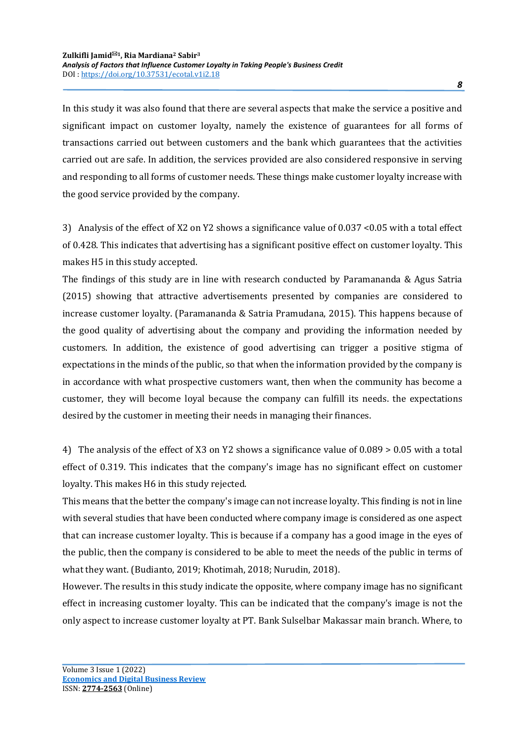In this study it was also found that there are several aspects that make the service a positive and significant impact on customer loyalty, namely the existence of guarantees for all forms of transactions carried out between customers and the bank which guarantees that the activities carried out are safe. In addition, the services provided are also considered responsive in serving and responding to all forms of customer needs. These things make customer loyalty increase with the good service provided by the company.

3) Analysis of the effect of X2 on Y2 shows a significance value of 0.037 <0.05 with a total effect of 0.428. This indicates that advertising has a significant positive effect on customer loyalty. This makes H5 in this study accepted.

The findings of this study are in line with research conducted by Paramananda & Agus Satria (2015) showing that attractive advertisements presented by companies are considered to increase customer loyalty. (Paramananda & Satria Pramudana, 2015). This happens because of the good quality of advertising about the company and providing the information needed by customers. In addition, the existence of good advertising can trigger a positive stigma of expectations in the minds of the public, so that when the information provided by the company is in accordance with what prospective customers want, then when the community has become a customer, they will become loyal because the company can fulfill its needs. the expectations desired by the customer in meeting their needs in managing their finances.

4) The analysis of the effect of X3 on Y2 shows a significance value of 0.089 > 0.05 with a total effect of 0.319. This indicates that the company's image has no significant effect on customer loyalty. This makes H6 in this study rejected.

This means that the better the company's image can not increase loyalty. This finding is not in line with several studies that have been conducted where company image is considered as one aspect that can increase customer loyalty. This is because if a company has a good image in the eyes of the public, then the company is considered to be able to meet the needs of the public in terms of what they want. (Budianto, 2019; Khotimah, 2018; Nurudin, 2018).

However. The results in this study indicate the opposite, where company image has no significant effect in increasing customer loyalty. This can be indicated that the company's image is not the only aspect to increase customer loyalty at PT. Bank Sulselbar Makassar main branch. Where, to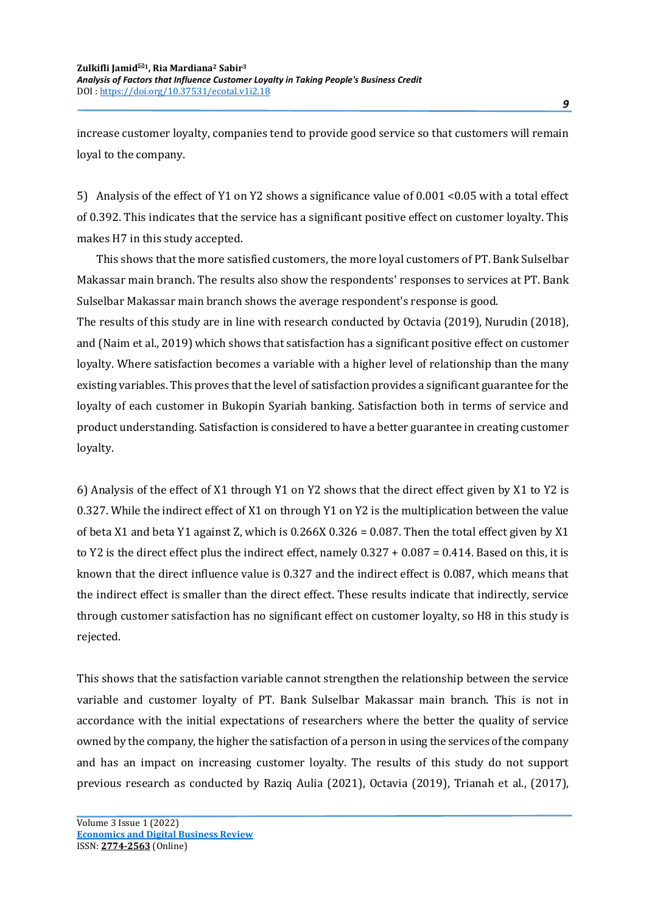increase customer loyalty, companies tend to provide good service so that customers will remain loyal to the company.

5) Analysis of the effect of Y1 on Y2 shows a significance value of 0.001 <0.05 with a total effect of 0.392. This indicates that the service has a significant positive effect on customer loyalty. This makes H7 in this study accepted.

This shows that the more satisfied customers, the more loyal customers of PT. Bank Sulselbar Makassar main branch. The results also show the respondents' responses to services at PT. Bank Sulselbar Makassar main branch shows the average respondent's response is good.

The results of this study are in line with research conducted by Octavia (2019), Nurudin (2018), and (Naim et al., 2019) which shows that satisfaction has a significant positive effect on customer loyalty. Where satisfaction becomes a variable with a higher level of relationship than the many existing variables. This proves that the level of satisfaction provides a significant guarantee for the loyalty of each customer in Bukopin Syariah banking. Satisfaction both in terms of service and product understanding. Satisfaction is considered to have a better guarantee in creating customer loyalty.

6) Analysis of the effect of X1 through Y1 on Y2 shows that the direct effect given by X1 to Y2 is 0.327. While the indirect effect of X1 on through Y1 on Y2 is the multiplication between the value of beta X1 and beta Y1 against Z, which is 0.266X 0.326 = 0.087. Then the total effect given by X1 to Y2 is the direct effect plus the indirect effect, namely 0.327 + 0.087 = 0.414. Based on this, it is known that the direct influence value is 0.327 and the indirect effect is 0.087, which means that the indirect effect is smaller than the direct effect. These results indicate that indirectly, service through customer satisfaction has no significant effect on customer loyalty, so H8 in this study is rejected.

This shows that the satisfaction variable cannot strengthen the relationship between the service variable and customer loyalty of PT. Bank Sulselbar Makassar main branch. This is not in accordance with the initial expectations of researchers where the better the quality of service owned by the company, the higher the satisfaction of a person in using the services of the company and has an impact on increasing customer loyalty. The results of this study do not support previous research as conducted by Raziq Aulia (2021), Octavia (2019), Trianah et al., (2017),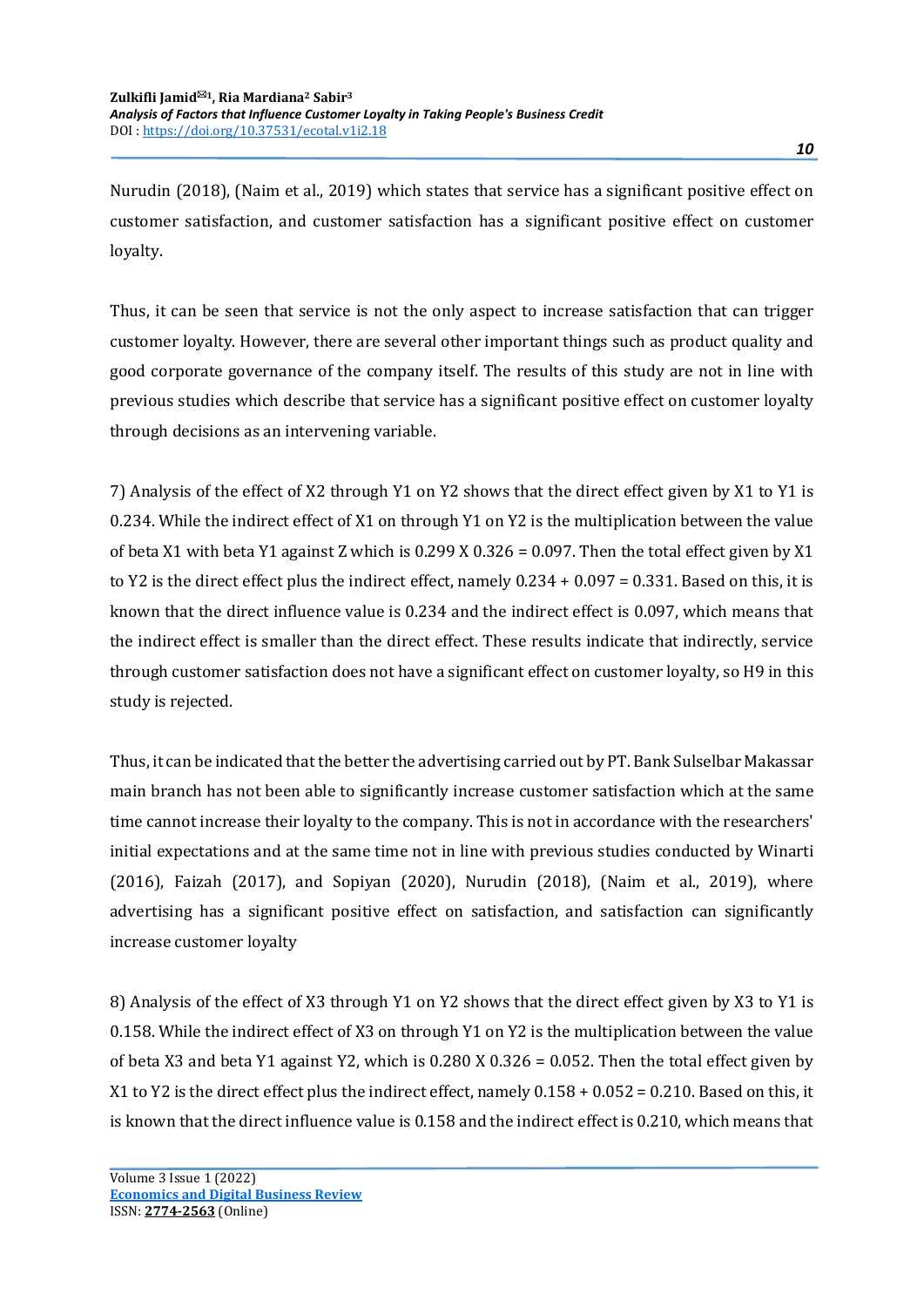Nurudin (2018), (Naim et al., 2019) which states that service has a significant positive effect on customer satisfaction, and customer satisfaction has a significant positive effect on customer loyalty.

Thus, it can be seen that service is not the only aspect to increase satisfaction that can trigger customer loyalty. However, there are several other important things such as product quality and good corporate governance of the company itself. The results of this study are not in line with previous studies which describe that service has a significant positive effect on customer loyalty through decisions as an intervening variable.

7) Analysis of the effect of X2 through Y1 on Y2 shows that the direct effect given by X1 to Y1 is 0.234. While the indirect effect of X1 on through Y1 on Y2 is the multiplication between the value of beta X1 with beta Y1 against Z which is 0.299 X 0.326 = 0.097. Then the total effect given by X1 to Y2 is the direct effect plus the indirect effect, namely 0.234 + 0.097 = 0.331. Based on this, it is known that the direct influence value is 0.234 and the indirect effect is 0.097, which means that the indirect effect is smaller than the direct effect. These results indicate that indirectly, service through customer satisfaction does not have a significant effect on customer loyalty, so H9 in this study is rejected.

Thus, it can be indicated that the better the advertising carried out by PT. Bank Sulselbar Makassar main branch has not been able to significantly increase customer satisfaction which at the same time cannot increase their loyalty to the company. This is not in accordance with the researchers' initial expectations and at the same time not in line with previous studies conducted by Winarti (2016), Faizah (2017), and Sopiyan (2020), Nurudin (2018), (Naim et al., 2019), where advertising has a significant positive effect on satisfaction, and satisfaction can significantly increase customer loyalty

8) Analysis of the effect of X3 through Y1 on Y2 shows that the direct effect given by X3 to Y1 is 0.158. While the indirect effect of X3 on through Y1 on Y2 is the multiplication between the value of beta X3 and beta Y1 against Y2, which is 0.280 X 0.326 = 0.052. Then the total effect given by X1 to Y2 is the direct effect plus the indirect effect, namely 0.158 + 0.052 = 0.210. Based on this, it is known that the direct influence value is 0.158 and the indirect effect is 0.210, which means that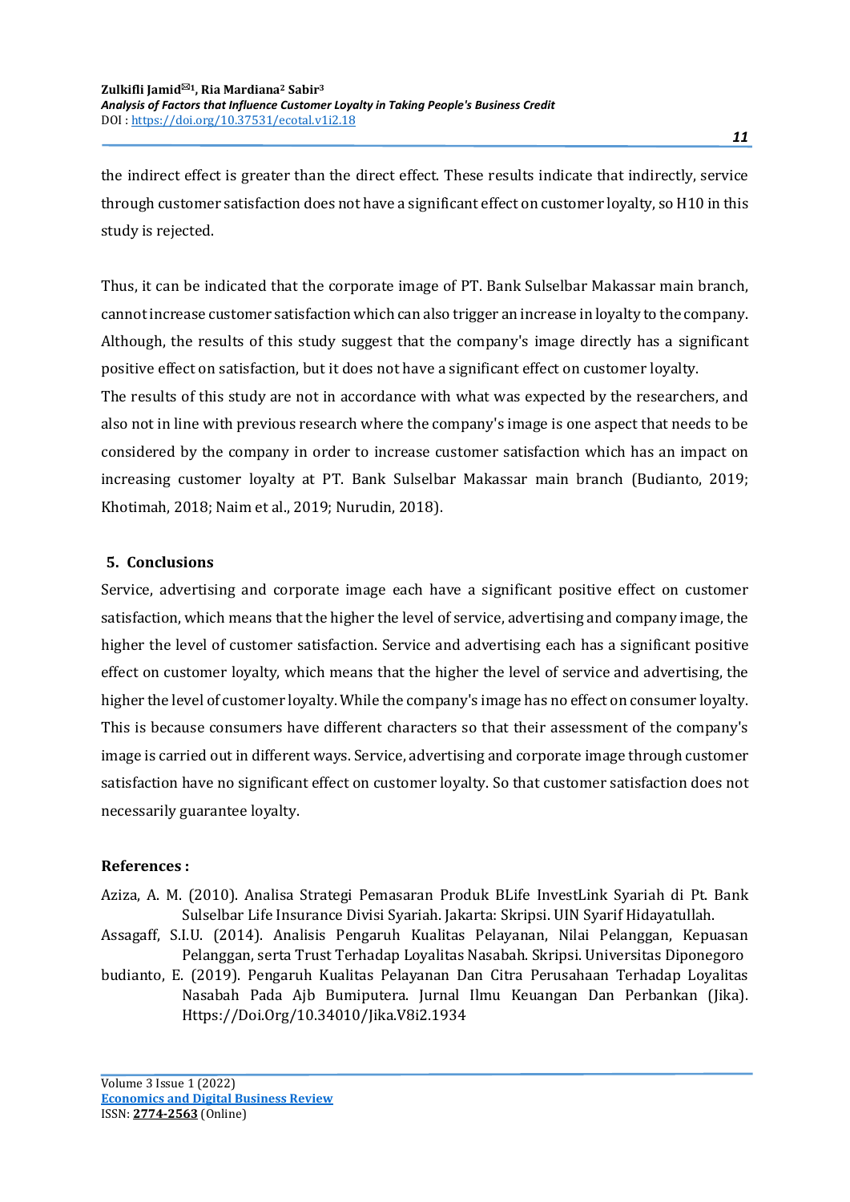the indirect effect is greater than the direct effect. These results indicate that indirectly, service through customer satisfaction does not have a significant effect on customer loyalty, so H10 in this study is rejected.

Thus, it can be indicated that the corporate image of PT. Bank Sulselbar Makassar main branch, cannot increase customer satisfaction which can also trigger an increase in loyalty to the company. Although, the results of this study suggest that the company's image directly has a significant positive effect on satisfaction, but it does not have a significant effect on customer loyalty.
The results of this study are not in accordance with what was expected by the researchers, and also not in line with previous research where the company's image is one aspect that needs to be considered by the company in order to increase customer satisfaction which has an impact on increasing customer loyalty at PT. Bank Sulselbar Makassar main branch (Budianto, 2019; Khotimah, 2018; Naim et al., 2019; Nurudin, 2018).

## 5. Conclusions

Service, advertising and corporate image each have a significant positive effect on customer satisfaction, which means that the higher the level of service, advertising and company image, the higher the level of customer satisfaction. Service and advertising each has a significant positive effect on customer loyalty, which means that the higher the level of service and advertising, the higher the level of customer loyalty. While the company's image has no effect on consumer loyalty. This is because consumers have different characters so that their assessment of the company's image is carried out in different ways. Service, advertising and corporate image through customer satisfaction have no significant effect on customer loyalty. So that customer satisfaction does not necessarily guarantee loyalty.

## References :

Aziza, A. M. (2010). Analisa Strategi Pemasaran Produk BLife InvestLink Syariah di Pt. Bank Sulselbar Life Insurance Divisi Syariah. Jakarta: Skripsi. UIN Syarif Hidayatullah.

Assagaff, S.I.U. (2014). Analisis Pengaruh Kualitas Pelayanan, Nilai Pelanggan, Kepuasan Pelanggan, serta Trust Terhadap Loyalitas Nasabah. Skripsi. Universitas Diponegoro

budianto, E. (2019). Pengaruh Kualitas Pelayanan Dan Citra Perusahaan Terhadap Loyalitas Nasabah Pada Ajb Bumiputera. Jurnal Ilmu Keuangan Dan Perbankan (Jika). Https://Doi.Org/10.34010/Jika.V8i2.1934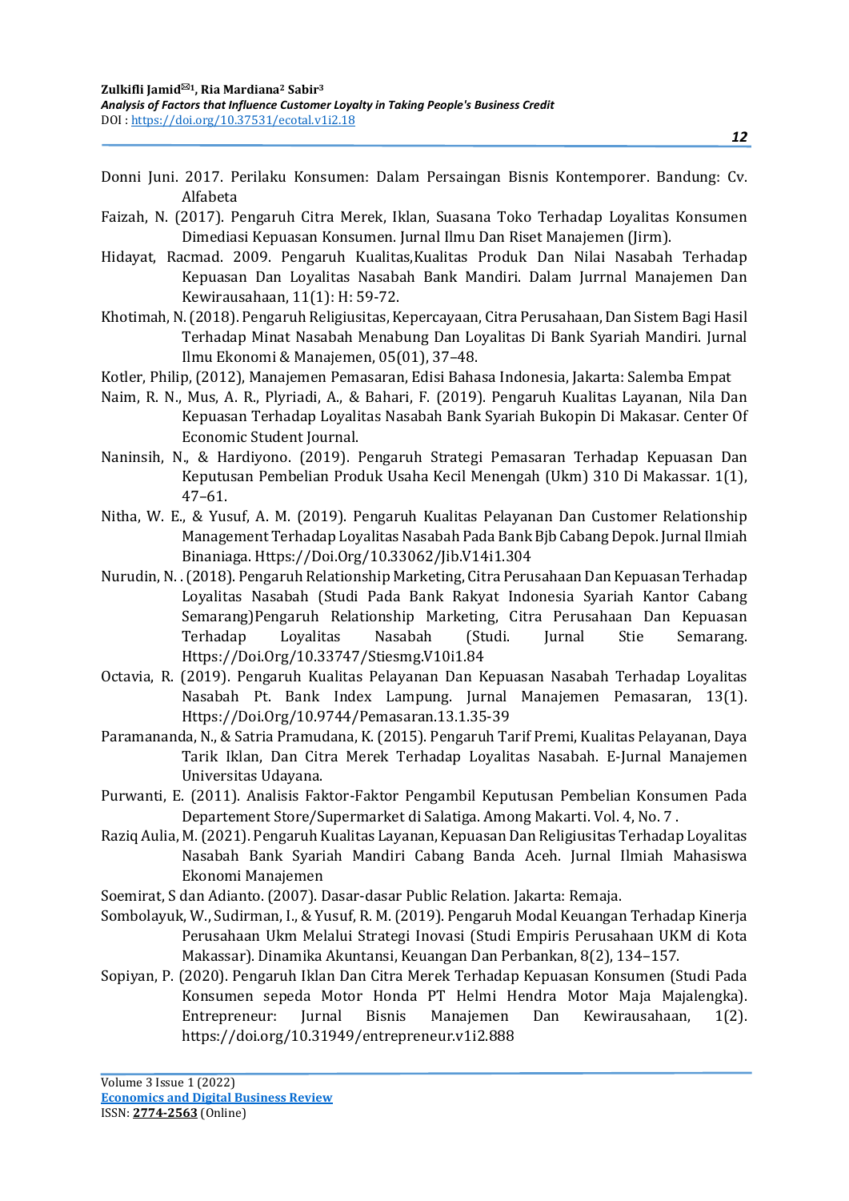Donni Juni. 2017. Perilaku Konsumen: Dalam Persaingan Bisnis Kontemporer. Bandung: Cv. Alfabeta

Faizah, N. (2017). Pengaruh Citra Merek, Iklan, Suasana Toko Terhadap Loyalitas Konsumen Dimediasi Kepuasan Konsumen. Jurnal Ilmu Dan Riset Manajemen (Jirm).

Hidayat, Racmad. 2009. Pengaruh Kualitas,Kualitas Produk Dan Nilai Nasabah Terhadap Kepuasan Dan Loyalitas Nasabah Bank Mandiri. Dalam Jurrnal Manajemen Dan Kewirausahaan, 11(1): H: 59-72.

Khotimah, N. (2018). Pengaruh Religiusitas, Kepercayaan, Citra Perusahaan, Dan Sistem Bagi Hasil Terhadap Minat Nasabah Menabung Dan Loyalitas Di Bank Syariah Mandiri. Jurnal Ilmu Ekonomi & Manajemen, 05(01), 37–48.

Kotler, Philip, (2012), Manajemen Pemasaran, Edisi Bahasa Indonesia, Jakarta: Salemba Empat

Naim, R. N., Mus, A. R., Plyriadi, A., & Bahari, F. (2019). Pengaruh Kualitas Layanan, Nila Dan Kepuasan Terhadap Loyalitas Nasabah Bank Syariah Bukopin Di Makasar. Center Of Economic Student Journal.

Naninsih, N., & Hardiyono. (2019). Pengaruh Strategi Pemasaran Terhadap Kepuasan Dan Keputusan Pembelian Produk Usaha Kecil Menengah (Ukm) 310 Di Makassar. 1(1), 47–61.

Nitha, W. E., & Yusuf, A. M. (2019). Pengaruh Kualitas Pelayanan Dan Customer Relationship Management Terhadap Loyalitas Nasabah Pada Bank Bjb Cabang Depok. Jurnal Ilmiah Binaniaga. Https://Doi.Org/10.33062/Jib.V14i1.304

Nurudin, N. . (2018). Pengaruh Relationship Marketing, Citra Perusahaan Dan Kepuasan Terhadap Loyalitas Nasabah (Studi Pada Bank Rakyat Indonesia Syariah Kantor Cabang Semarang)Pengaruh Relationship Marketing, Citra Perusahaan Dan Kepuasan Terhadap Loyalitas Nasabah (Studi. Jurnal Stie Semarang. Https://Doi.Org/10.33747/Stiesmg.V10i1.84

Octavia, R. (2019). Pengaruh Kualitas Pelayanan Dan Kepuasan Nasabah Terhadap Loyalitas Nasabah Pt. Bank Index Lampung. Jurnal Manajemen Pemasaran, 13(1). Https://Doi.Org/10.9744/Pemasaran.13.1.35-39

Paramananda, N., & Satria Pramudana, K. (2015). Pengaruh Tarif Premi, Kualitas Pelayanan, Daya Tarik Iklan, Dan Citra Merek Terhadap Loyalitas Nasabah. E-Jurnal Manajemen Universitas Udayana.

Purwanti, E. (2011). Analisis Faktor-Faktor Pengambil Keputusan Pembelian Konsumen Pada Departement Store/Supermarket di Salatiga. Among Makarti. Vol. 4, No. 7 .

Raziq Aulia, M. (2021). Pengaruh Kualitas Layanan, Kepuasan Dan Religiusitas Terhadap Loyalitas Nasabah Bank Syariah Mandiri Cabang Banda Aceh. Jurnal Ilmiah Mahasiswa Ekonomi Manajemen

Soemirat, S dan Adianto. (2007). Dasar-dasar Public Relation. Jakarta: Remaja.

Sombolayuk, W., Sudirman, I., & Yusuf, R. M. (2019). Pengaruh Modal Keuangan Terhadap Kinerja Perusahaan Ukm Melalui Strategi Inovasi (Studi Empiris Perusahaan UKM di Kota Makassar). Dinamika Akuntansi, Keuangan Dan Perbankan, 8(2), 134–157.

Sopiyan, P. (2020). Pengaruh Iklan Dan Citra Merek Terhadap Kepuasan Konsumen (Studi Pada Konsumen sepeda Motor Honda PT Helmi Hendra Motor Maja Majalengka). Entrepreneur: Jurnal Bisnis Manajemen Dan Kewirausahaan, 1(2). https://doi.org/10.31949/entrepreneur.v1i2.888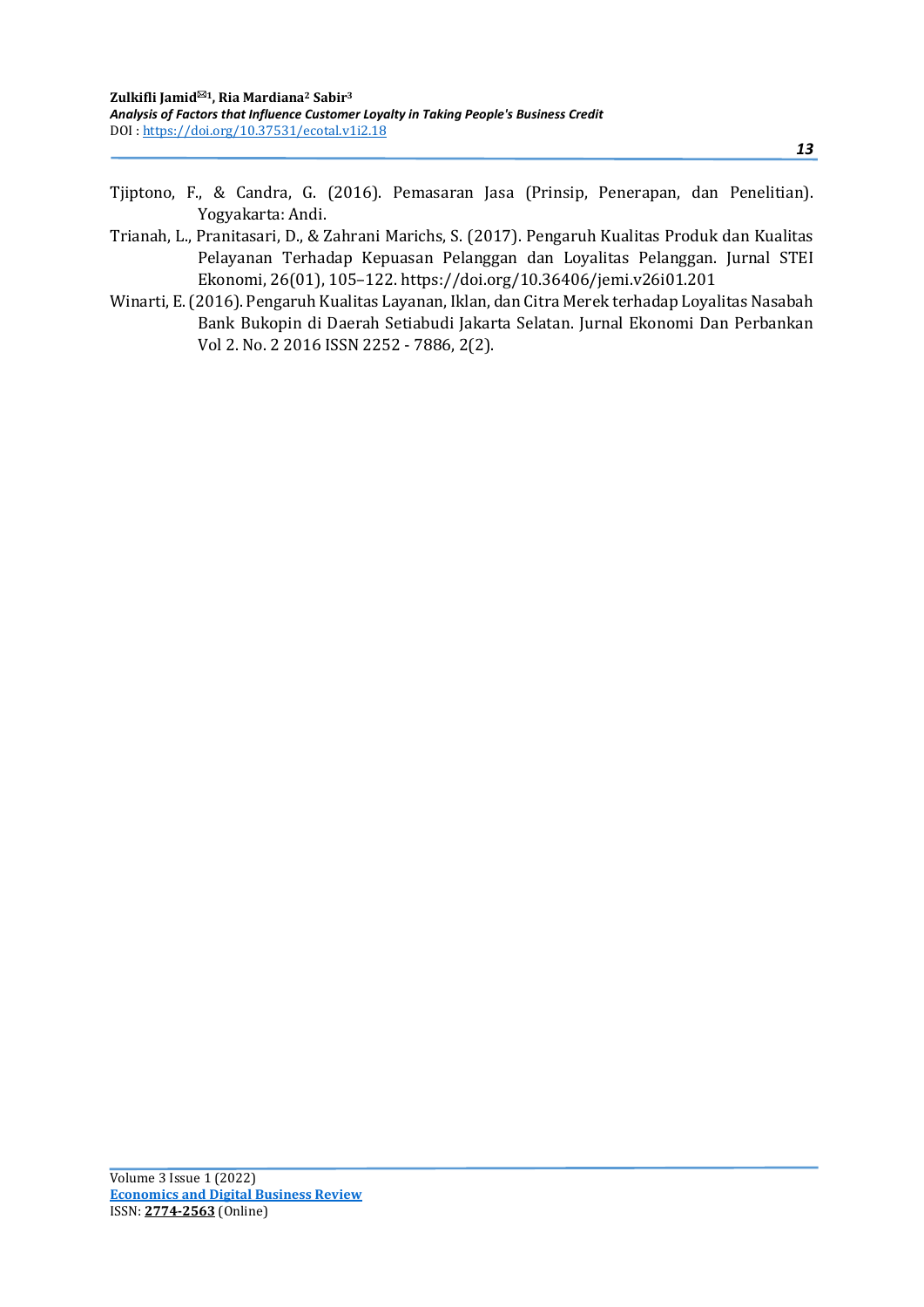Tjiptono, F., & Candra, G. (2016). Pemasaran Jasa (Prinsip, Penerapan, dan Penelitian). Yogyakarta: Andi.

Trianah, L., Pranitasari, D., & Zahrani Marichs, S. (2017). Pengaruh Kualitas Produk dan Kualitas Pelayanan Terhadap Kepuasan Pelanggan dan Loyalitas Pelanggan. Jurnal STEI Ekonomi, 26(01), 105–122. https://doi.org/10.36406/jemi.v26i01.201

Winarti, E. (2016). Pengaruh Kualitas Layanan, Iklan, dan Citra Merek terhadap Loyalitas Nasabah Bank Bukopin di Daerah Setiabudi Jakarta Selatan. Jurnal Ekonomi Dan Perbankan Vol 2. No. 2 2016 ISSN 2252 - 7886, 2(2).